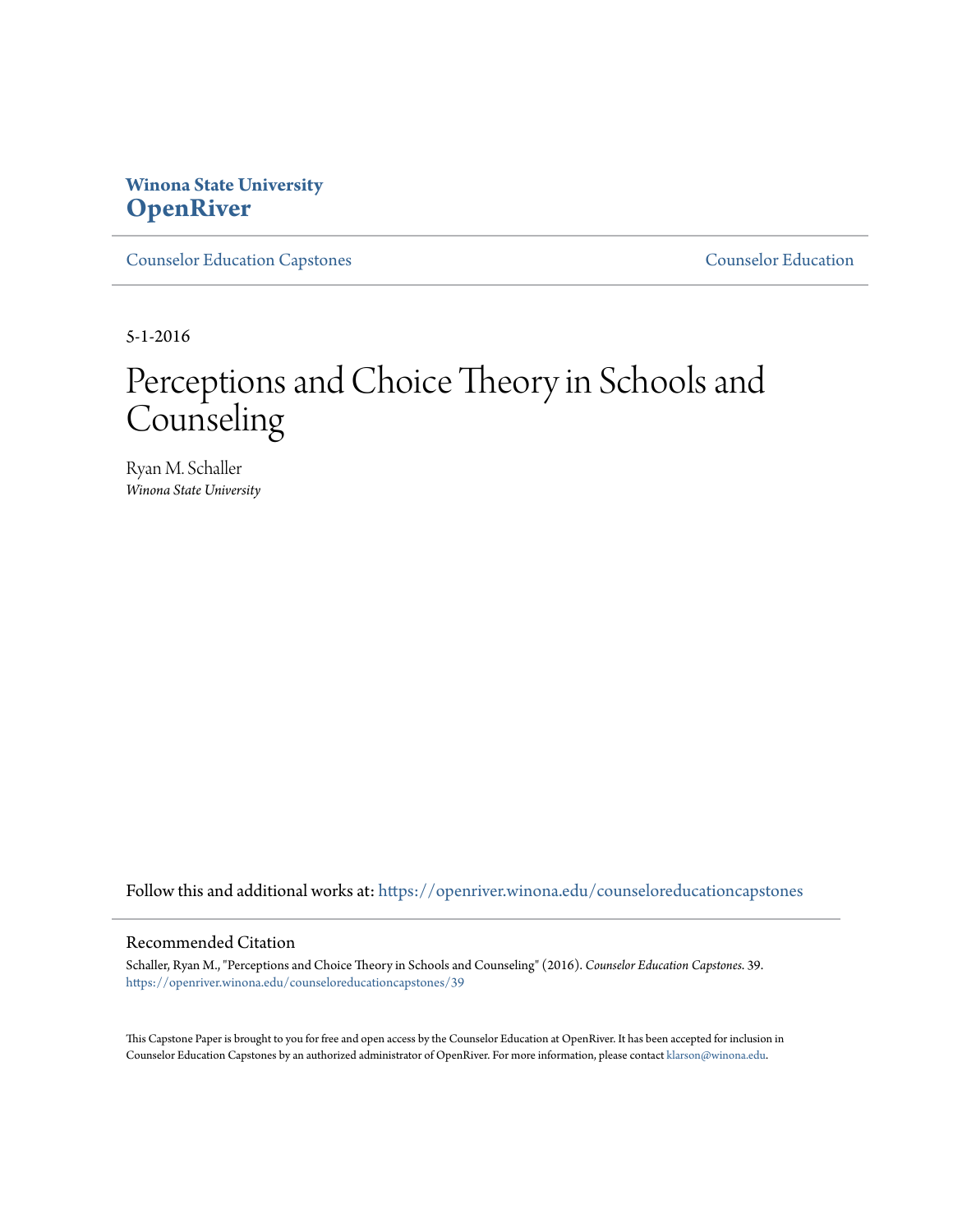Winona State University
**OpenRiver**

Counselor Education Capstones | Counselor Education

5-1-2016

# Perceptions and Choice Theory in Schools and Counseling

Ryan M. Schaller
*Winona State University*

Follow this and additional works at: https://openriver.winona.edu/counseloreducationcapstones

## Recommended Citation

Schaller, Ryan M., "Perceptions and Choice Theory in Schools and Counseling" (2016). *Counselor Education Capstones*. 39.
https://openriver.winona.edu/counseloreducationcapstones/39

This Capstone Paper is brought to you for free and open access by the Counselor Education at OpenRiver. It has been accepted for inclusion in Counselor Education Capstones by an authorized administrator of OpenRiver. For more information, please contact klarson@winona.edu.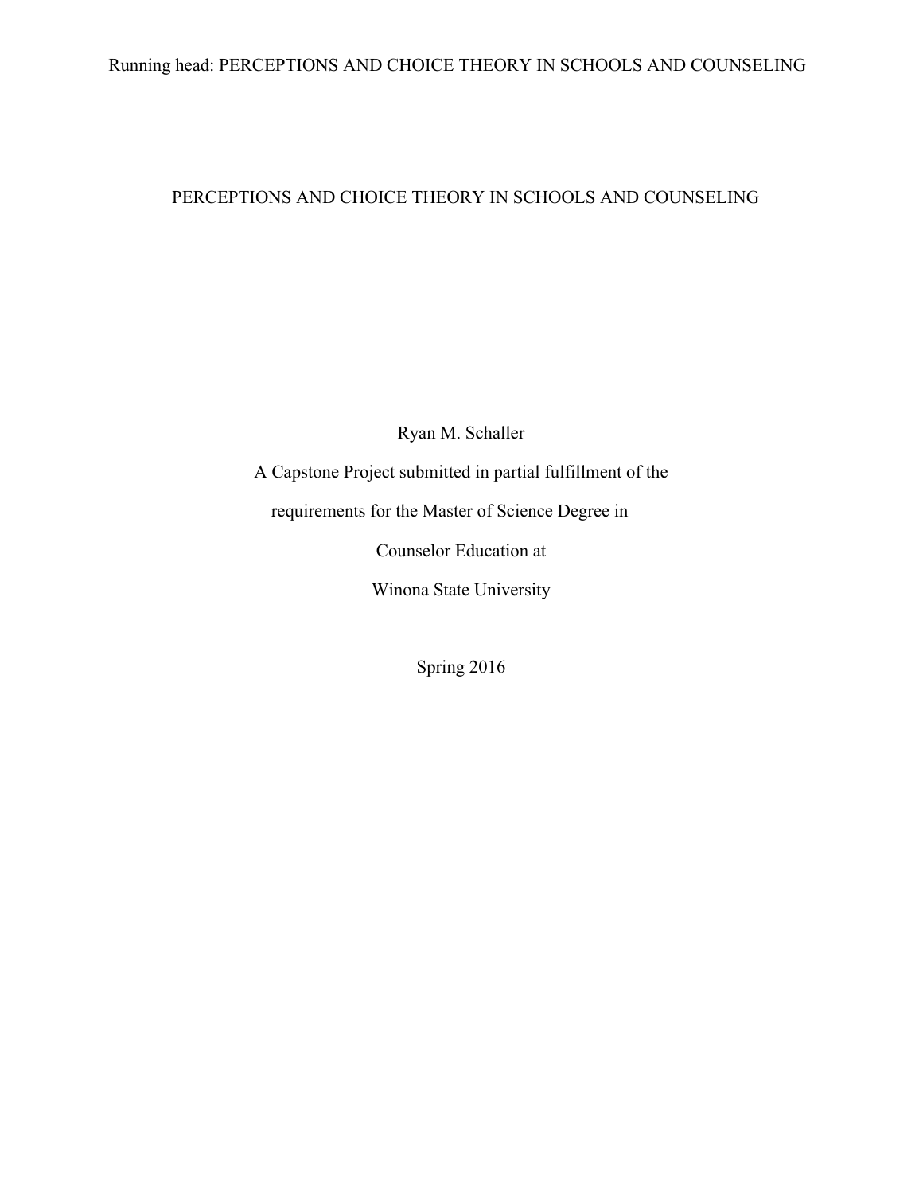# PERCEPTIONS AND CHOICE THEORY IN SCHOOLS AND COUNSELING

Ryan M. Schaller

A Capstone Project submitted in partial fulfillment of the

requirements for the Master of Science Degree in

Counselor Education at

Winona State University

Spring 2016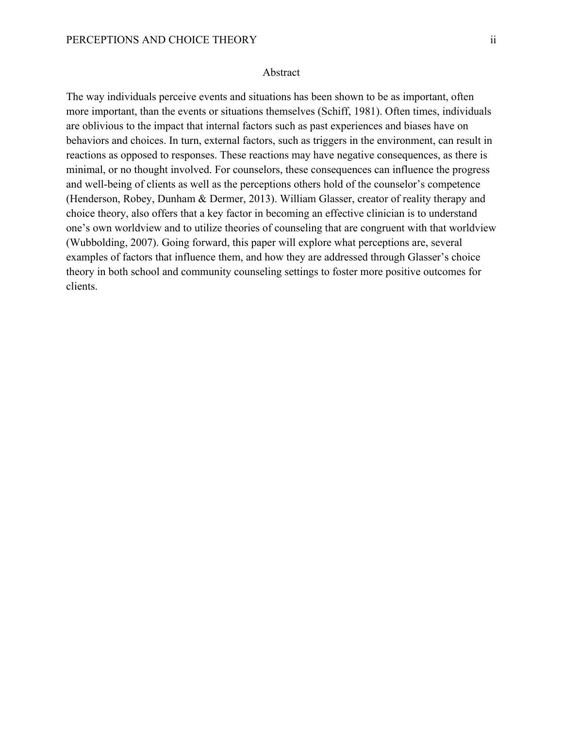# Abstract

The way individuals perceive events and situations has been shown to be as important, often more important, than the events or situations themselves (Schiff, 1981). Often times, individuals are oblivious to the impact that internal factors such as past experiences and biases have on behaviors and choices. In turn, external factors, such as triggers in the environment, can result in reactions as opposed to responses. These reactions may have negative consequences, as there is minimal, or no thought involved. For counselors, these consequences can influence the progress and well-being of clients as well as the perceptions others hold of the counselor's competence (Henderson, Robey, Dunham & Dermer, 2013). William Glasser, creator of reality therapy and choice theory, also offers that a key factor in becoming an effective clinician is to understand one's own worldview and to utilize theories of counseling that are congruent with that worldview (Wubbolding, 2007). Going forward, this paper will explore what perceptions are, several examples of factors that influence them, and how they are addressed through Glasser's choice theory in both school and community counseling settings to foster more positive outcomes for clients.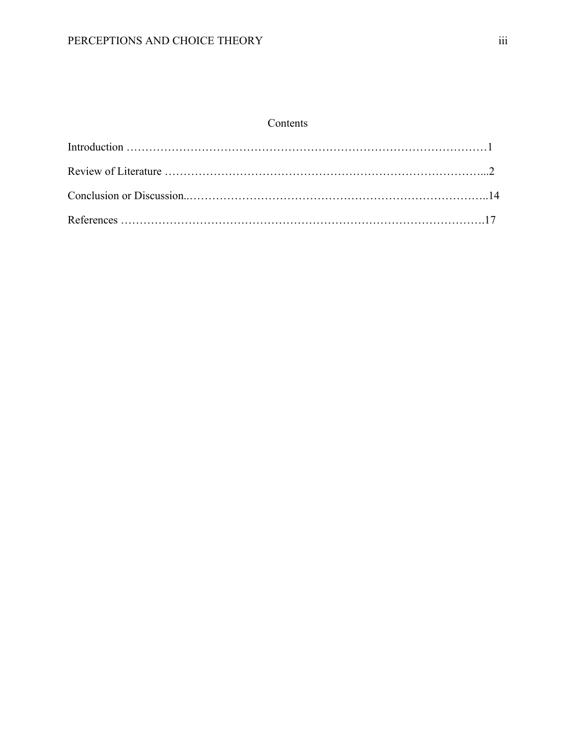# Contents

Introduction ……………………………………………………………………………………1

Review of Literature …………………………………………………………………………...2

Conclusion or Discussion..……………………………………………………………………..14

References ……………………………………………………………………………………….17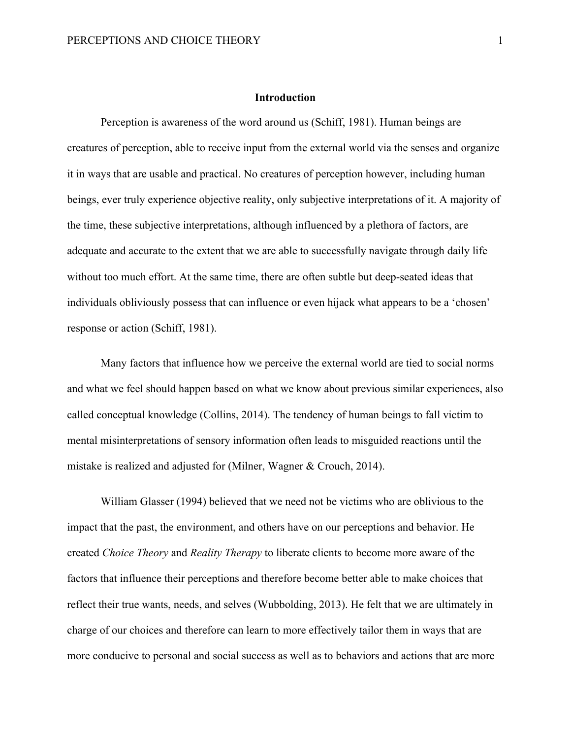## Introduction

Perception is awareness of the word around us (Schiff, 1981). Human beings are creatures of perception, able to receive input from the external world via the senses and organize it in ways that are usable and practical. No creatures of perception however, including human beings, ever truly experience objective reality, only subjective interpretations of it. A majority of the time, these subjective interpretations, although influenced by a plethora of factors, are adequate and accurate to the extent that we are able to successfully navigate through daily life without too much effort. At the same time, there are often subtle but deep-seated ideas that individuals obliviously possess that can influence or even hijack what appears to be a 'chosen' response or action (Schiff, 1981).

Many factors that influence how we perceive the external world are tied to social norms and what we feel should happen based on what we know about previous similar experiences, also called conceptual knowledge (Collins, 2014). The tendency of human beings to fall victim to mental misinterpretations of sensory information often leads to misguided reactions until the mistake is realized and adjusted for (Milner, Wagner & Crouch, 2014).

William Glasser (1994) believed that we need not be victims who are oblivious to the impact that the past, the environment, and others have on our perceptions and behavior. He created *Choice Theory* and *Reality Therapy* to liberate clients to become more aware of the factors that influence their perceptions and therefore become better able to make choices that reflect their true wants, needs, and selves (Wubbolding, 2013). He felt that we are ultimately in charge of our choices and therefore can learn to more effectively tailor them in ways that are more conducive to personal and social success as well as to behaviors and actions that are more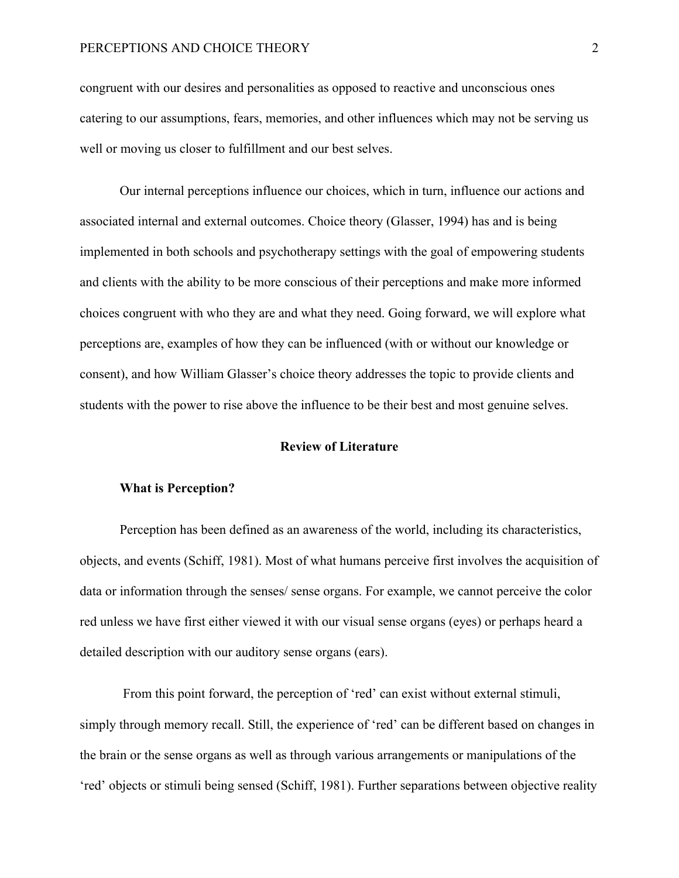congruent with our desires and personalities as opposed to reactive and unconscious ones catering to our assumptions, fears, memories, and other influences which may not be serving us well or moving us closer to fulfillment and our best selves.

Our internal perceptions influence our choices, which in turn, influence our actions and associated internal and external outcomes. Choice theory (Glasser, 1994) has and is being implemented in both schools and psychotherapy settings with the goal of empowering students and clients with the ability to be more conscious of their perceptions and make more informed choices congruent with who they are and what they need. Going forward, we will explore what perceptions are, examples of how they can be influenced (with or without our knowledge or consent), and how William Glasser's choice theory addresses the topic to provide clients and students with the power to rise above the influence to be their best and most genuine selves.

## Review of Literature

### What is Perception?

Perception has been defined as an awareness of the world, including its characteristics, objects, and events (Schiff, 1981). Most of what humans perceive first involves the acquisition of data or information through the senses/ sense organs. For example, we cannot perceive the color red unless we have first either viewed it with our visual sense organs (eyes) or perhaps heard a detailed description with our auditory sense organs (ears).

From this point forward, the perception of 'red' can exist without external stimuli, simply through memory recall. Still, the experience of 'red' can be different based on changes in the brain or the sense organs as well as through various arrangements or manipulations of the 'red' objects or stimuli being sensed (Schiff, 1981). Further separations between objective reality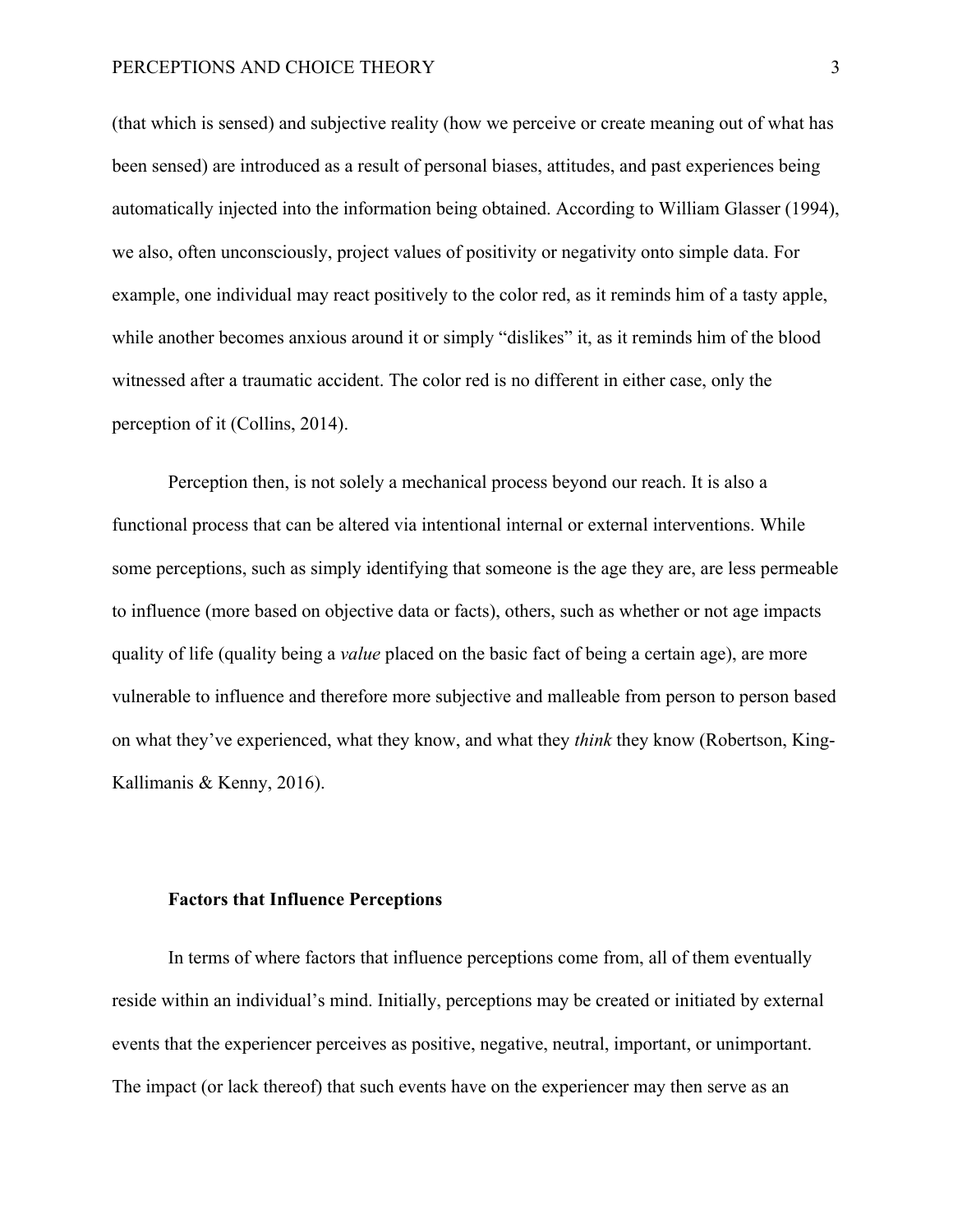(that which is sensed) and subjective reality (how we perceive or create meaning out of what has been sensed) are introduced as a result of personal biases, attitudes, and past experiences being automatically injected into the information being obtained. According to William Glasser (1994), we also, often unconsciously, project values of positivity or negativity onto simple data. For example, one individual may react positively to the color red, as it reminds him of a tasty apple, while another becomes anxious around it or simply "dislikes" it, as it reminds him of the blood witnessed after a traumatic accident. The color red is no different in either case, only the perception of it (Collins, 2014).

Perception then, is not solely a mechanical process beyond our reach. It is also a functional process that can be altered via intentional internal or external interventions. While some perceptions, such as simply identifying that someone is the age they are, are less permeable to influence (more based on objective data or facts), others, such as whether or not age impacts quality of life (quality being a *value* placed on the basic fact of being a certain age), are more vulnerable to influence and therefore more subjective and malleable from person to person based on what they've experienced, what they know, and what they *think* they know (Robertson, King-Kallimanis & Kenny, 2016).

**Factors that Influence Perceptions**

In terms of where factors that influence perceptions come from, all of them eventually reside within an individual's mind. Initially, perceptions may be created or initiated by external events that the experiencer perceives as positive, negative, neutral, important, or unimportant. The impact (or lack thereof) that such events have on the experiencer may then serve as an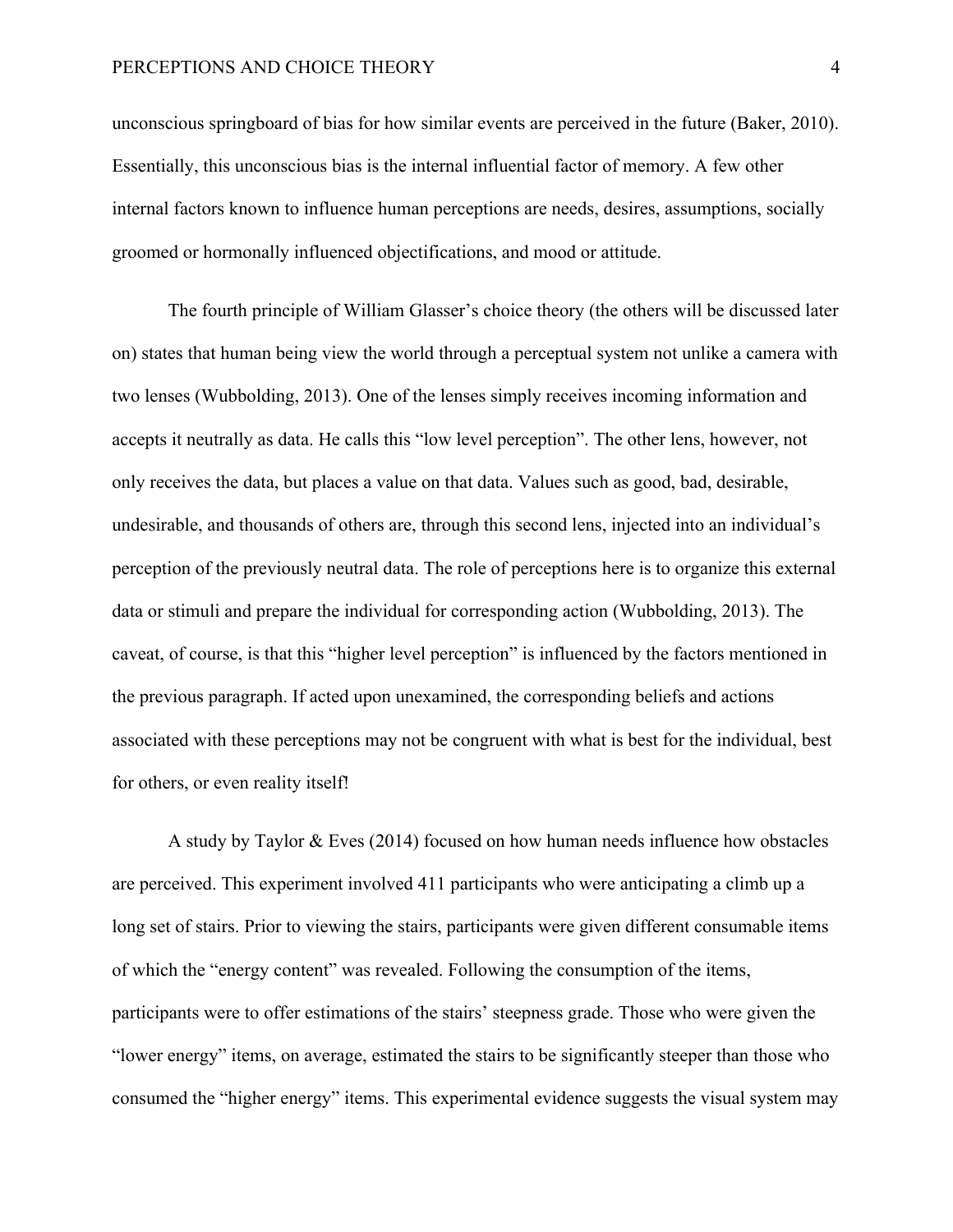unconscious springboard of bias for how similar events are perceived in the future (Baker, 2010). Essentially, this unconscious bias is the internal influential factor of memory. A few other internal factors known to influence human perceptions are needs, desires, assumptions, socially groomed or hormonally influenced objectifications, and mood or attitude.

The fourth principle of William Glasser's choice theory (the others will be discussed later on) states that human being view the world through a perceptual system not unlike a camera with two lenses (Wubbolding, 2013). One of the lenses simply receives incoming information and accepts it neutrally as data. He calls this "low level perception". The other lens, however, not only receives the data, but places a value on that data. Values such as good, bad, desirable, undesirable, and thousands of others are, through this second lens, injected into an individual's perception of the previously neutral data. The role of perceptions here is to organize this external data or stimuli and prepare the individual for corresponding action (Wubbolding, 2013). The caveat, of course, is that this "higher level perception" is influenced by the factors mentioned in the previous paragraph. If acted upon unexamined, the corresponding beliefs and actions associated with these perceptions may not be congruent with what is best for the individual, best for others, or even reality itself!

A study by Taylor & Eves (2014) focused on how human needs influence how obstacles are perceived. This experiment involved 411 participants who were anticipating a climb up a long set of stairs. Prior to viewing the stairs, participants were given different consumable items of which the "energy content" was revealed. Following the consumption of the items, participants were to offer estimations of the stairs' steepness grade. Those who were given the "lower energy" items, on average, estimated the stairs to be significantly steeper than those who consumed the "higher energy" items. This experimental evidence suggests the visual system may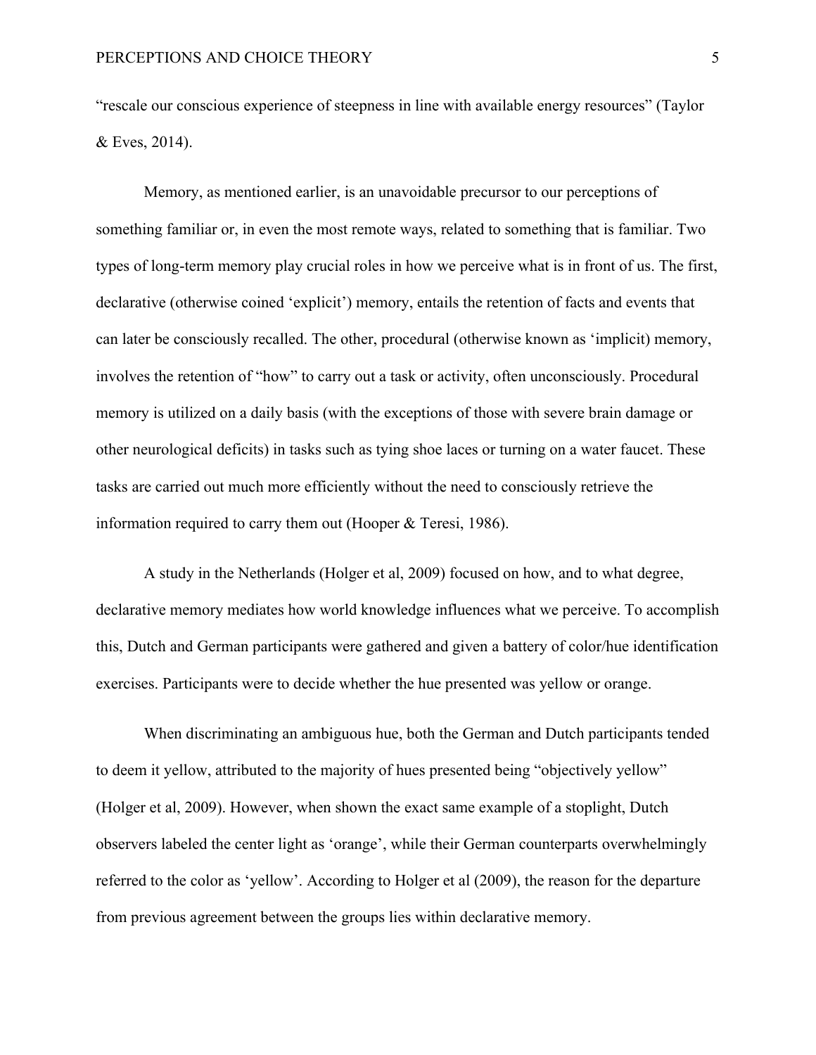"rescale our conscious experience of steepness in line with available energy resources" (Taylor & Eves, 2014).

Memory, as mentioned earlier, is an unavoidable precursor to our perceptions of something familiar or, in even the most remote ways, related to something that is familiar. Two types of long-term memory play crucial roles in how we perceive what is in front of us. The first, declarative (otherwise coined 'explicit') memory, entails the retention of facts and events that can later be consciously recalled. The other, procedural (otherwise known as 'implicit) memory, involves the retention of "how" to carry out a task or activity, often unconsciously. Procedural memory is utilized on a daily basis (with the exceptions of those with severe brain damage or other neurological deficits) in tasks such as tying shoe laces or turning on a water faucet. These tasks are carried out much more efficiently without the need to consciously retrieve the information required to carry them out (Hooper & Teresi, 1986).

A study in the Netherlands (Holger et al, 2009) focused on how, and to what degree, declarative memory mediates how world knowledge influences what we perceive. To accomplish this, Dutch and German participants were gathered and given a battery of color/hue identification exercises. Participants were to decide whether the hue presented was yellow or orange.

When discriminating an ambiguous hue, both the German and Dutch participants tended to deem it yellow, attributed to the majority of hues presented being "objectively yellow" (Holger et al, 2009). However, when shown the exact same example of a stoplight, Dutch observers labeled the center light as 'orange', while their German counterparts overwhelmingly referred to the color as 'yellow'. According to Holger et al (2009), the reason for the departure from previous agreement between the groups lies within declarative memory.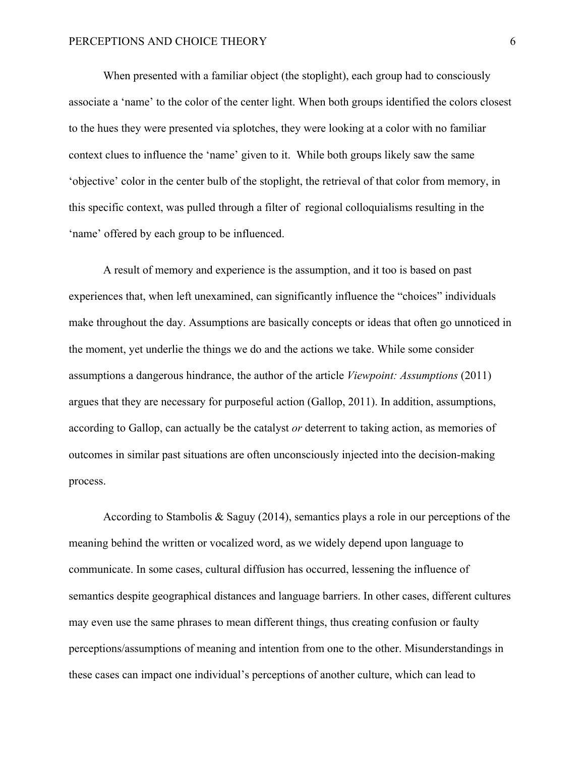When presented with a familiar object (the stoplight), each group had to consciously associate a 'name' to the color of the center light. When both groups identified the colors closest to the hues they were presented via splotches, they were looking at a color with no familiar context clues to influence the 'name' given to it. While both groups likely saw the same 'objective' color in the center bulb of the stoplight, the retrieval of that color from memory, in this specific context, was pulled through a filter of regional colloquialisms resulting in the 'name' offered by each group to be influenced.

A result of memory and experience is the assumption, and it too is based on past experiences that, when left unexamined, can significantly influence the "choices" individuals make throughout the day. Assumptions are basically concepts or ideas that often go unnoticed in the moment, yet underlie the things we do and the actions we take. While some consider assumptions a dangerous hindrance, the author of the article *Viewpoint: Assumptions* (2011) argues that they are necessary for purposeful action (Gallop, 2011). In addition, assumptions, according to Gallop, can actually be the catalyst *or* deterrent to taking action, as memories of outcomes in similar past situations are often unconsciously injected into the decision-making process.

According to Stambolis & Saguy (2014), semantics plays a role in our perceptions of the meaning behind the written or vocalized word, as we widely depend upon language to communicate. In some cases, cultural diffusion has occurred, lessening the influence of semantics despite geographical distances and language barriers. In other cases, different cultures may even use the same phrases to mean different things, thus creating confusion or faulty perceptions/assumptions of meaning and intention from one to the other. Misunderstandings in these cases can impact one individual's perceptions of another culture, which can lead to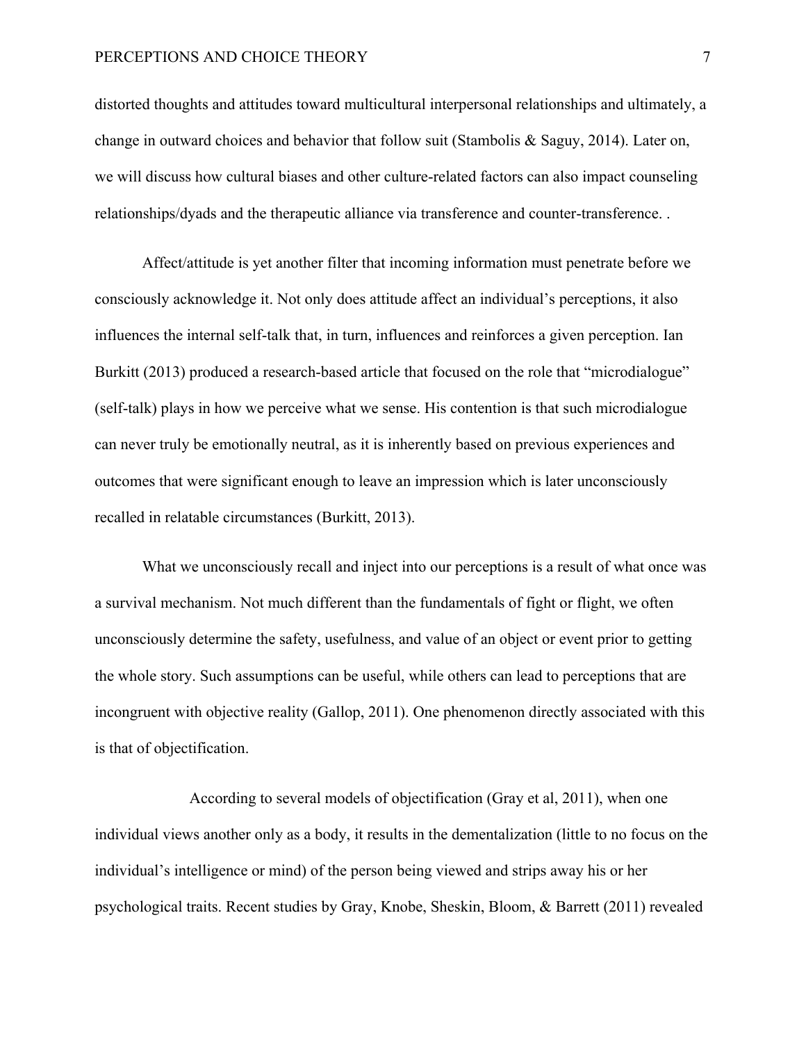distorted thoughts and attitudes toward multicultural interpersonal relationships and ultimately, a change in outward choices and behavior that follow suit (Stambolis & Saguy, 2014). Later on, we will discuss how cultural biases and other culture-related factors can also impact counseling relationships/dyads and the therapeutic alliance via transference and counter-transference. .

Affect/attitude is yet another filter that incoming information must penetrate before we consciously acknowledge it. Not only does attitude affect an individual's perceptions, it also influences the internal self-talk that, in turn, influences and reinforces a given perception. Ian Burkitt (2013) produced a research-based article that focused on the role that "microdialogue" (self-talk) plays in how we perceive what we sense. His contention is that such microdialogue can never truly be emotionally neutral, as it is inherently based on previous experiences and outcomes that were significant enough to leave an impression which is later unconsciously recalled in relatable circumstances (Burkitt, 2013).

What we unconsciously recall and inject into our perceptions is a result of what once was a survival mechanism. Not much different than the fundamentals of fight or flight, we often unconsciously determine the safety, usefulness, and value of an object or event prior to getting the whole story. Such assumptions can be useful, while others can lead to perceptions that are incongruent with objective reality (Gallop, 2011). One phenomenon directly associated with this is that of objectification.

According to several models of objectification (Gray et al, 2011), when one individual views another only as a body, it results in the dementalization (little to no focus on the individual's intelligence or mind) of the person being viewed and strips away his or her psychological traits. Recent studies by Gray, Knobe, Sheskin, Bloom, & Barrett (2011) revealed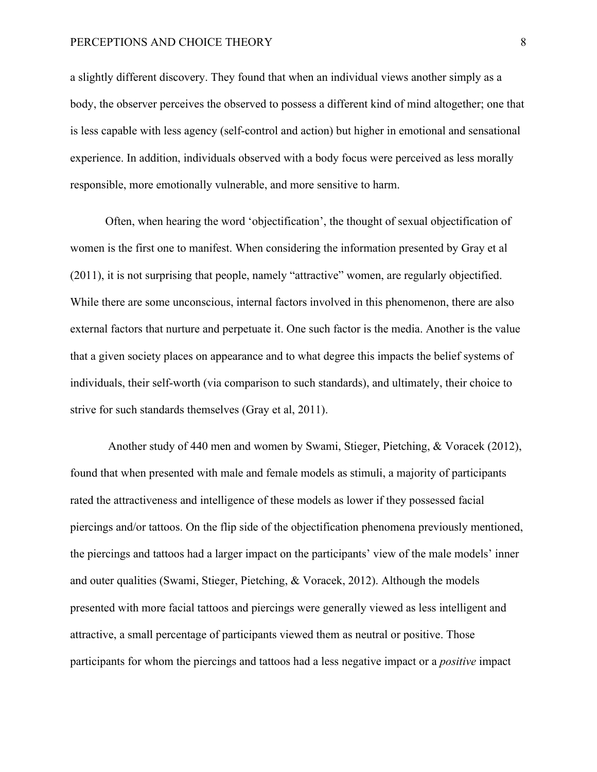a slightly different discovery. They found that when an individual views another simply as a body, the observer perceives the observed to possess a different kind of mind altogether; one that is less capable with less agency (self-control and action) but higher in emotional and sensational experience. In addition, individuals observed with a body focus were perceived as less morally responsible, more emotionally vulnerable, and more sensitive to harm.

Often, when hearing the word 'objectification', the thought of sexual objectification of women is the first one to manifest. When considering the information presented by Gray et al (2011), it is not surprising that people, namely "attractive" women, are regularly objectified. While there are some unconscious, internal factors involved in this phenomenon, there are also external factors that nurture and perpetuate it. One such factor is the media. Another is the value that a given society places on appearance and to what degree this impacts the belief systems of individuals, their self-worth (via comparison to such standards), and ultimately, their choice to strive for such standards themselves (Gray et al, 2011).

Another study of 440 men and women by Swami, Stieger, Pietching, & Voracek (2012), found that when presented with male and female models as stimuli, a majority of participants rated the attractiveness and intelligence of these models as lower if they possessed facial piercings and/or tattoos. On the flip side of the objectification phenomena previously mentioned, the piercings and tattoos had a larger impact on the participants' view of the male models' inner and outer qualities (Swami, Stieger, Pietching, & Voracek, 2012). Although the models presented with more facial tattoos and piercings were generally viewed as less intelligent and attractive, a small percentage of participants viewed them as neutral or positive. Those participants for whom the piercings and tattoos had a less negative impact or a *positive* impact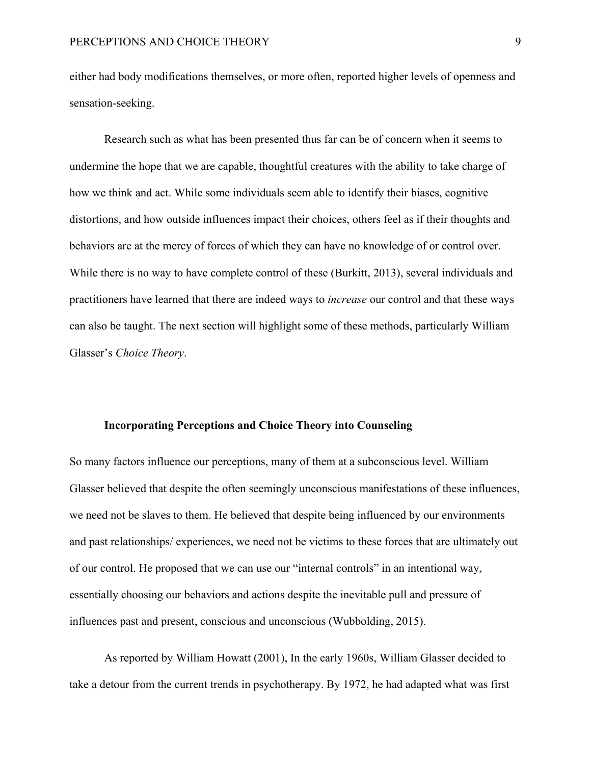either had body modifications themselves, or more often, reported higher levels of openness and sensation-seeking.

Research such as what has been presented thus far can be of concern when it seems to undermine the hope that we are capable, thoughtful creatures with the ability to take charge of how we think and act. While some individuals seem able to identify their biases, cognitive distortions, and how outside influences impact their choices, others feel as if their thoughts and behaviors are at the mercy of forces of which they can have no knowledge of or control over. While there is no way to have complete control of these (Burkitt, 2013), several individuals and practitioners have learned that there are indeed ways to *increase* our control and that these ways can also be taught. The next section will highlight some of these methods, particularly William Glasser's *Choice Theory*.

## Incorporating Perceptions and Choice Theory into Counseling

So many factors influence our perceptions, many of them at a subconscious level. William Glasser believed that despite the often seemingly unconscious manifestations of these influences, we need not be slaves to them. He believed that despite being influenced by our environments and past relationships/ experiences, we need not be victims to these forces that are ultimately out of our control. He proposed that we can use our "internal controls" in an intentional way, essentially choosing our behaviors and actions despite the inevitable pull and pressure of influences past and present, conscious and unconscious (Wubbolding, 2015).

As reported by William Howatt (2001), In the early 1960s, William Glasser decided to take a detour from the current trends in psychotherapy. By 1972, he had adapted what was first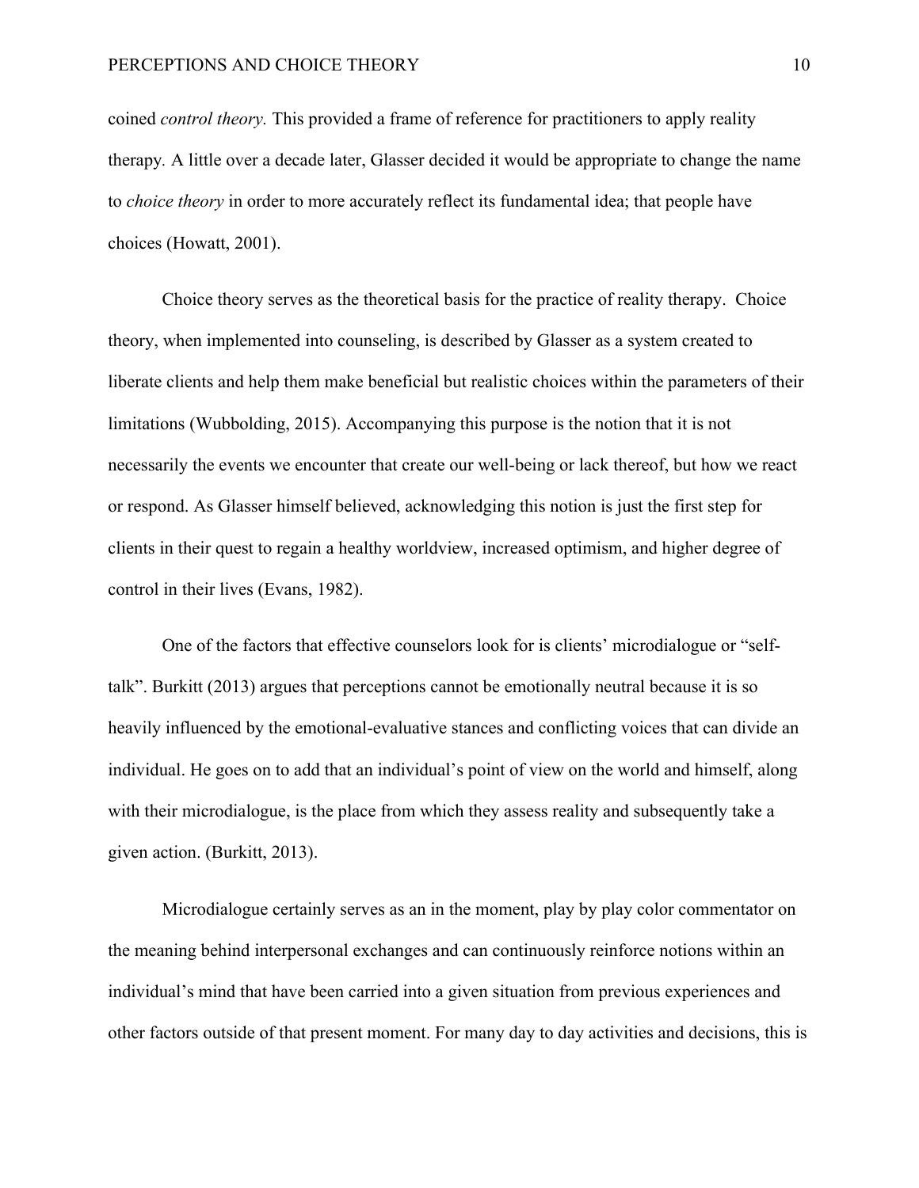coined *control theory.* This provided a frame of reference for practitioners to apply reality therapy. A little over a decade later, Glasser decided it would be appropriate to change the name to *choice theory* in order to more accurately reflect its fundamental idea; that people have choices (Howatt, 2001).

Choice theory serves as the theoretical basis for the practice of reality therapy. Choice theory, when implemented into counseling, is described by Glasser as a system created to liberate clients and help them make beneficial but realistic choices within the parameters of their limitations (Wubbolding, 2015). Accompanying this purpose is the notion that it is not necessarily the events we encounter that create our well-being or lack thereof, but how we react or respond. As Glasser himself believed, acknowledging this notion is just the first step for clients in their quest to regain a healthy worldview, increased optimism, and higher degree of control in their lives (Evans, 1982).

One of the factors that effective counselors look for is clients' microdialogue or "self-talk". Burkitt (2013) argues that perceptions cannot be emotionally neutral because it is so heavily influenced by the emotional-evaluative stances and conflicting voices that can divide an individual. He goes on to add that an individual's point of view on the world and himself, along with their microdialogue, is the place from which they assess reality and subsequently take a given action. (Burkitt, 2013).

Microdialogue certainly serves as an in the moment, play by play color commentator on the meaning behind interpersonal exchanges and can continuously reinforce notions within an individual's mind that have been carried into a given situation from previous experiences and other factors outside of that present moment. For many day to day activities and decisions, this is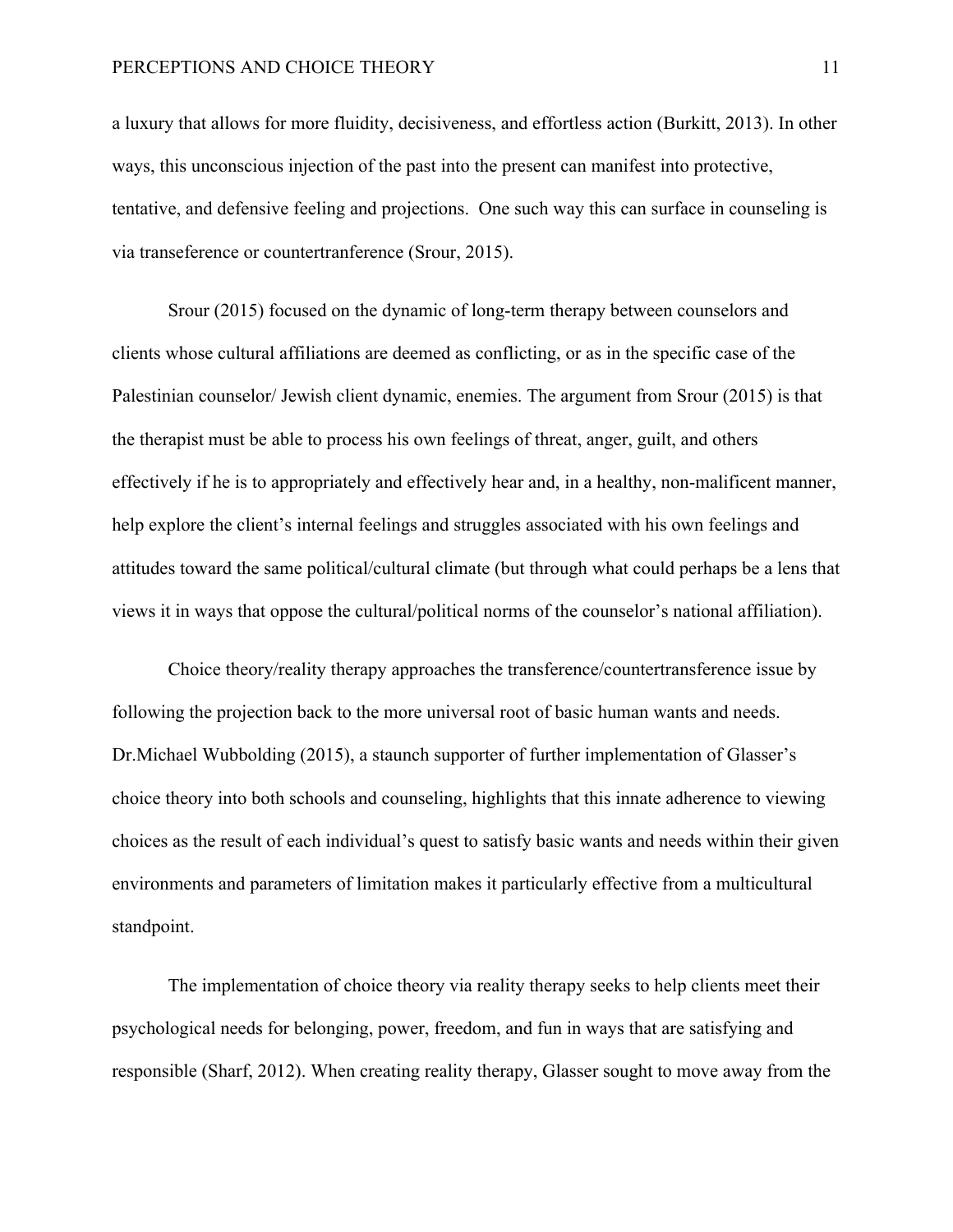a luxury that allows for more fluidity, decisiveness, and effortless action (Burkitt, 2013). In other ways, this unconscious injection of the past into the present can manifest into protective, tentative, and defensive feeling and projections. One such way this can surface in counseling is via transeference or countertranference (Srour, 2015).

Srour (2015) focused on the dynamic of long-term therapy between counselors and clients whose cultural affiliations are deemed as conflicting, or as in the specific case of the Palestinian counselor/ Jewish client dynamic, enemies. The argument from Srour (2015) is that the therapist must be able to process his own feelings of threat, anger, guilt, and others effectively if he is to appropriately and effectively hear and, in a healthy, non-malificent manner, help explore the client's internal feelings and struggles associated with his own feelings and attitudes toward the same political/cultural climate (but through what could perhaps be a lens that views it in ways that oppose the cultural/political norms of the counselor's national affiliation).

Choice theory/reality therapy approaches the transference/countertransference issue by following the projection back to the more universal root of basic human wants and needs. Dr.Michael Wubbolding (2015), a staunch supporter of further implementation of Glasser's choice theory into both schools and counseling, highlights that this innate adherence to viewing choices as the result of each individual's quest to satisfy basic wants and needs within their given environments and parameters of limitation makes it particularly effective from a multicultural standpoint.

The implementation of choice theory via reality therapy seeks to help clients meet their psychological needs for belonging, power, freedom, and fun in ways that are satisfying and responsible (Sharf, 2012). When creating reality therapy, Glasser sought to move away from the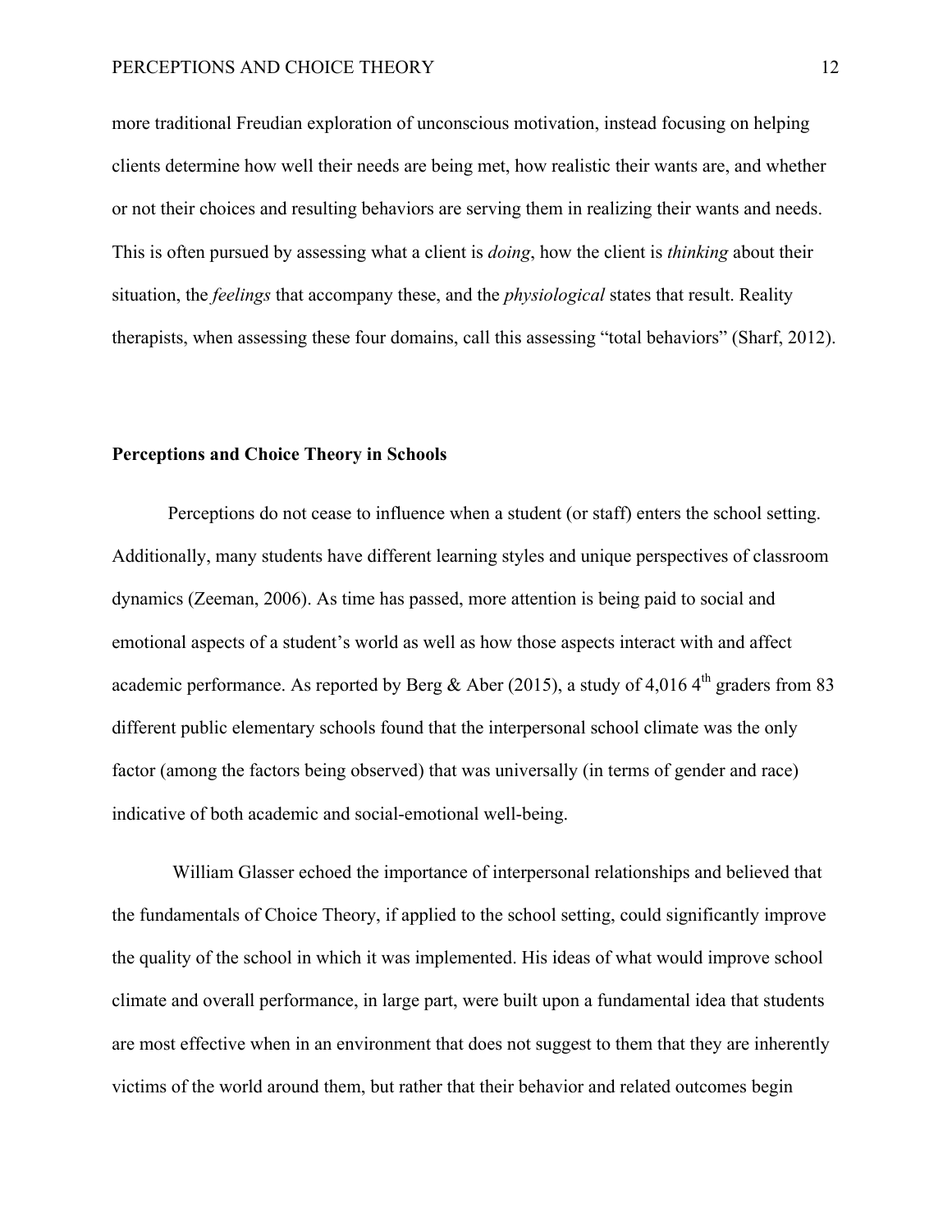more traditional Freudian exploration of unconscious motivation, instead focusing on helping clients determine how well their needs are being met, how realistic their wants are, and whether or not their choices and resulting behaviors are serving them in realizing their wants and needs. This is often pursued by assessing what a client is *doing*, how the client is *thinking* about their situation, the *feelings* that accompany these, and the *physiological* states that result. Reality therapists, when assessing these four domains, call this assessing "total behaviors" (Sharf, 2012).

**Perceptions and Choice Theory in Schools**

Perceptions do not cease to influence when a student (or staff) enters the school setting. Additionally, many students have different learning styles and unique perspectives of classroom dynamics (Zeeman, 2006). As time has passed, more attention is being paid to social and emotional aspects of a student's world as well as how those aspects interact with and affect academic performance. As reported by Berg & Aber (2015), a study of 4,016 4th graders from 83 different public elementary schools found that the interpersonal school climate was the only factor (among the factors being observed) that was universally (in terms of gender and race) indicative of both academic and social-emotional well-being.

William Glasser echoed the importance of interpersonal relationships and believed that the fundamentals of Choice Theory, if applied to the school setting, could significantly improve the quality of the school in which it was implemented. His ideas of what would improve school climate and overall performance, in large part, were built upon a fundamental idea that students are most effective when in an environment that does not suggest to them that they are inherently victims of the world around them, but rather that their behavior and related outcomes begin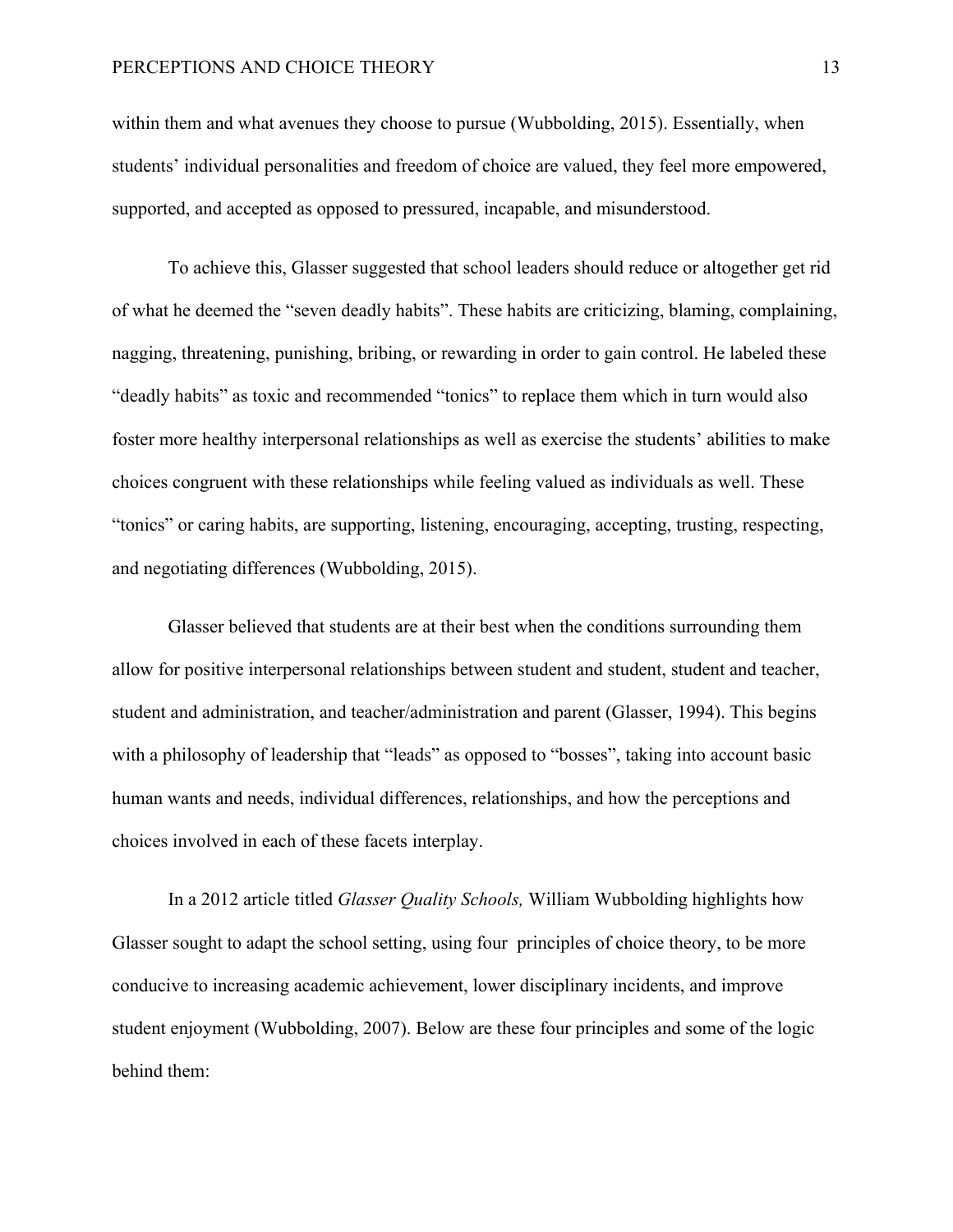within them and what avenues they choose to pursue (Wubbolding, 2015). Essentially, when students' individual personalities and freedom of choice are valued, they feel more empowered, supported, and accepted as opposed to pressured, incapable, and misunderstood.

To achieve this, Glasser suggested that school leaders should reduce or altogether get rid of what he deemed the "seven deadly habits". These habits are criticizing, blaming, complaining, nagging, threatening, punishing, bribing, or rewarding in order to gain control. He labeled these "deadly habits" as toxic and recommended "tonics" to replace them which in turn would also foster more healthy interpersonal relationships as well as exercise the students' abilities to make choices congruent with these relationships while feeling valued as individuals as well. These "tonics" or caring habits, are supporting, listening, encouraging, accepting, trusting, respecting, and negotiating differences (Wubbolding, 2015).

Glasser believed that students are at their best when the conditions surrounding them allow for positive interpersonal relationships between student and student, student and teacher, student and administration, and teacher/administration and parent (Glasser, 1994). This begins with a philosophy of leadership that "leads" as opposed to "bosses", taking into account basic human wants and needs, individual differences, relationships, and how the perceptions and choices involved in each of these facets interplay.

In a 2012 article titled *Glasser Quality Schools,* William Wubbolding highlights how Glasser sought to adapt the school setting, using four principles of choice theory, to be more conducive to increasing academic achievement, lower disciplinary incidents, and improve student enjoyment (Wubbolding, 2007). Below are these four principles and some of the logic behind them: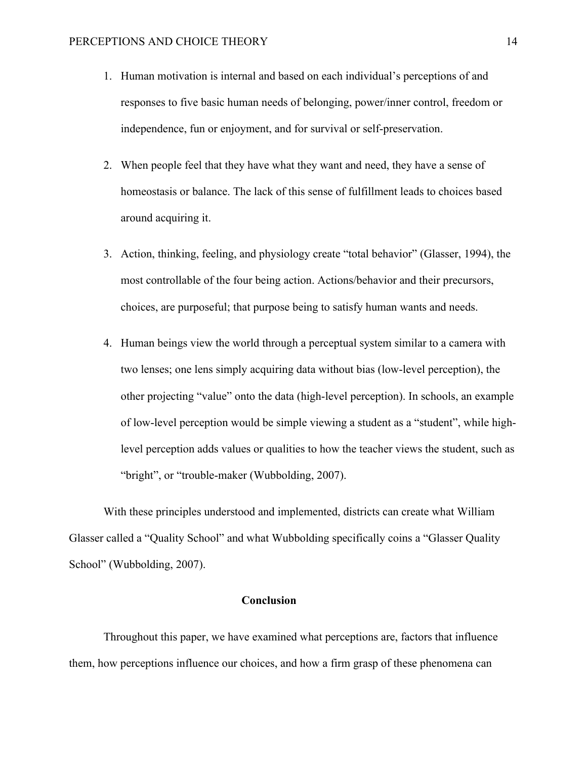1. Human motivation is internal and based on each individual's perceptions of and responses to five basic human needs of belonging, power/inner control, freedom or independence, fun or enjoyment, and for survival or self-preservation.

2. When people feel that they have what they want and need, they have a sense of homeostasis or balance. The lack of this sense of fulfillment leads to choices based around acquiring it.

3. Action, thinking, feeling, and physiology create "total behavior" (Glasser, 1994), the most controllable of the four being action. Actions/behavior and their precursors, choices, are purposeful; that purpose being to satisfy human wants and needs.

4. Human beings view the world through a perceptual system similar to a camera with two lenses; one lens simply acquiring data without bias (low-level perception), the other projecting "value" onto the data (high-level perception). In schools, an example of low-level perception would be simple viewing a student as a "student", while high-level perception adds values or qualities to how the teacher views the student, such as "bright", or "trouble-maker (Wubbolding, 2007).

With these principles understood and implemented, districts can create what William Glasser called a "Quality School" and what Wubbolding specifically coins a "Glasser Quality School" (Wubbolding, 2007).

## Conclusion

Throughout this paper, we have examined what perceptions are, factors that influence them, how perceptions influence our choices, and how a firm grasp of these phenomena can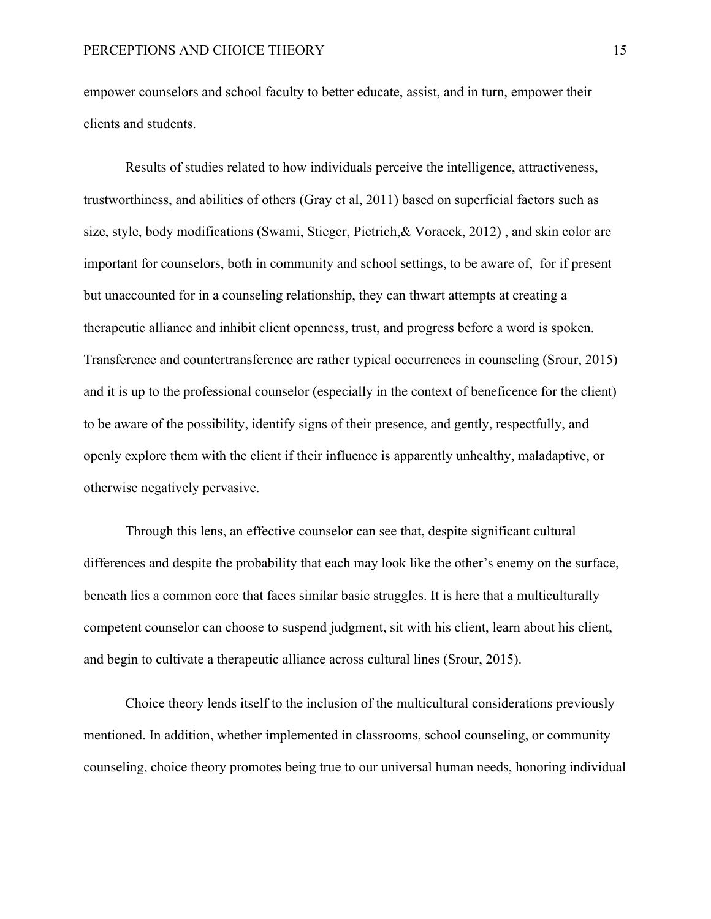empower counselors and school faculty to better educate, assist, and in turn, empower their clients and students.

Results of studies related to how individuals perceive the intelligence, attractiveness, trustworthiness, and abilities of others (Gray et al, 2011) based on superficial factors such as size, style, body modifications (Swami, Stieger, Pietrich,& Voracek, 2012) , and skin color are important for counselors, both in community and school settings, to be aware of, for if present but unaccounted for in a counseling relationship, they can thwart attempts at creating a therapeutic alliance and inhibit client openness, trust, and progress before a word is spoken. Transference and countertransference are rather typical occurrences in counseling (Srour, 2015) and it is up to the professional counselor (especially in the context of beneficence for the client) to be aware of the possibility, identify signs of their presence, and gently, respectfully, and openly explore them with the client if their influence is apparently unhealthy, maladaptive, or otherwise negatively pervasive.

Through this lens, an effective counselor can see that, despite significant cultural differences and despite the probability that each may look like the other's enemy on the surface, beneath lies a common core that faces similar basic struggles. It is here that a multiculturally competent counselor can choose to suspend judgment, sit with his client, learn about his client, and begin to cultivate a therapeutic alliance across cultural lines (Srour, 2015).

Choice theory lends itself to the inclusion of the multicultural considerations previously mentioned. In addition, whether implemented in classrooms, school counseling, or community counseling, choice theory promotes being true to our universal human needs, honoring individual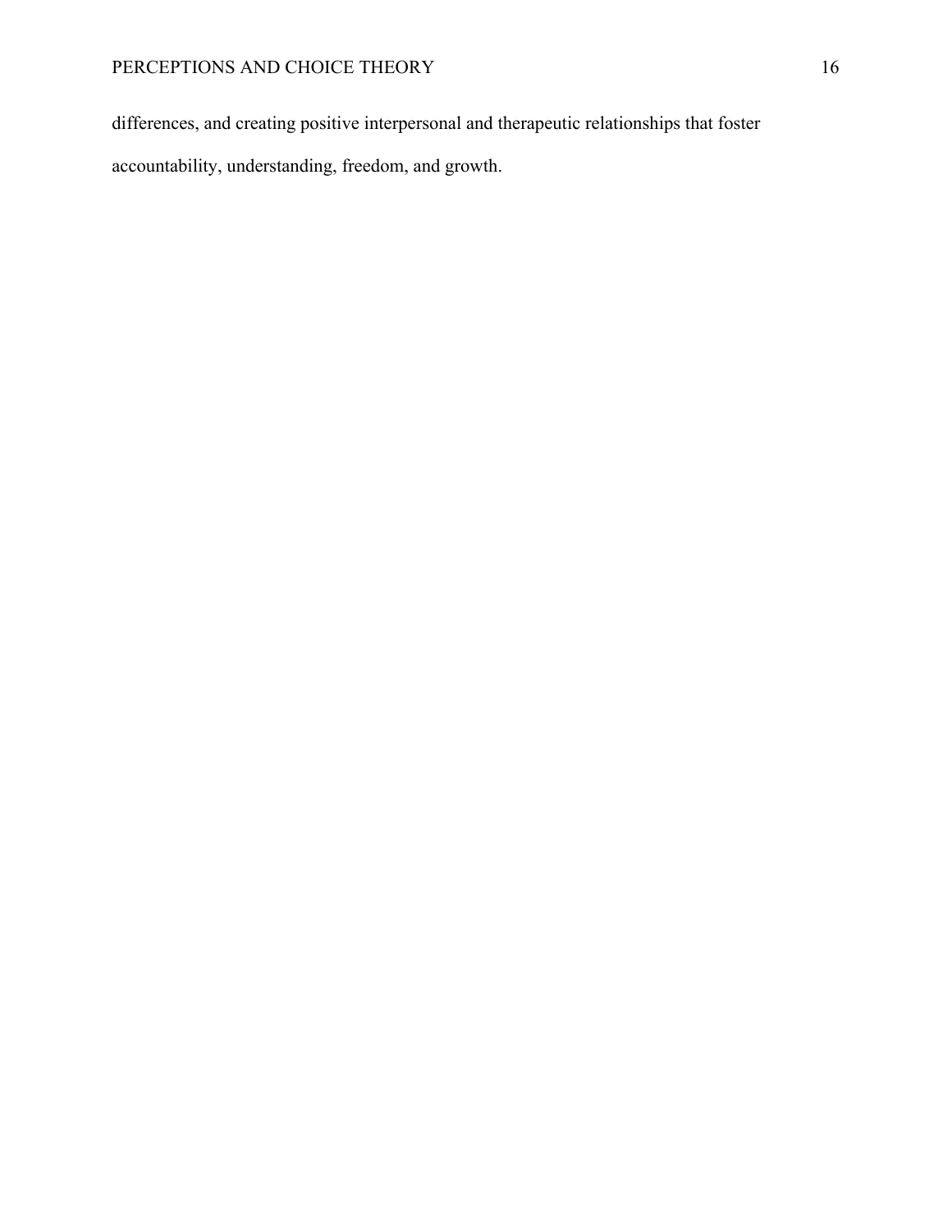differences, and creating positive interpersonal and therapeutic relationships that foster accountability, understanding, freedom, and growth.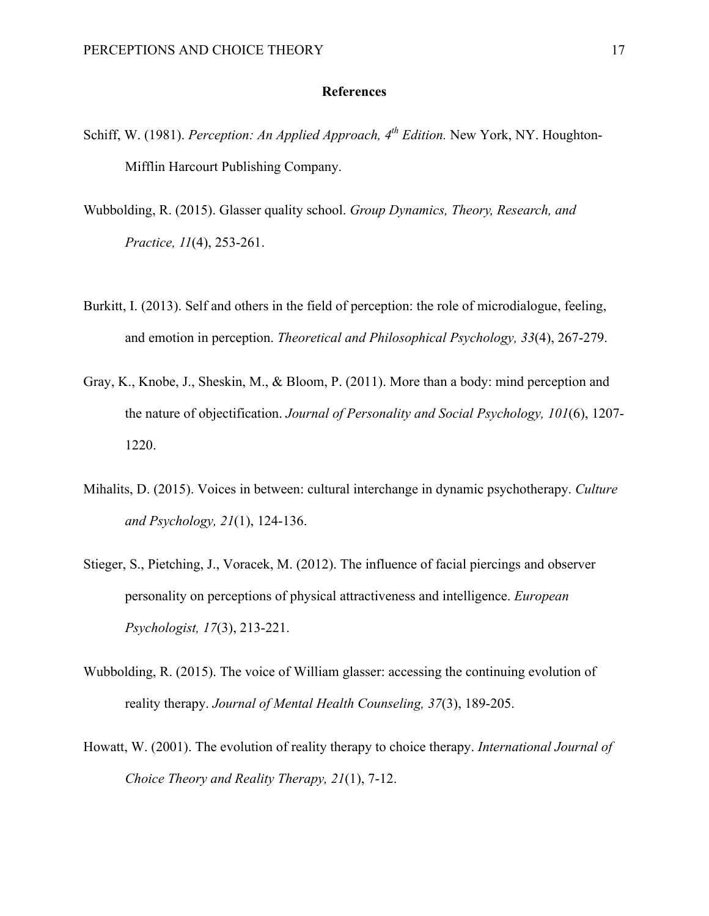# References

Schiff, W. (1981). *Perception: An Applied Approach, 4th Edition.* New York, NY. Houghton-Mifflin Harcourt Publishing Company.

Wubbolding, R. (2015). Glasser quality school. *Group Dynamics, Theory, Research, and Practice, 11*(4), 253-261.

Burkitt, I. (2013). Self and others in the field of perception: the role of microdialogue, feeling, and emotion in perception. *Theoretical and Philosophical Psychology, 33*(4), 267-279.

Gray, K., Knobe, J., Sheskin, M., & Bloom, P. (2011). More than a body: mind perception and the nature of objectification. *Journal of Personality and Social Psychology, 101*(6), 1207-1220.

Mihalits, D. (2015). Voices in between: cultural interchange in dynamic psychotherapy. *Culture and Psychology, 21*(1), 124-136.

Stieger, S., Pietching, J., Voracek, M. (2012). The influence of facial piercings and observer personality on perceptions of physical attractiveness and intelligence. *European Psychologist, 17*(3), 213-221.

Wubbolding, R. (2015). The voice of William glasser: accessing the continuing evolution of reality therapy. *Journal of Mental Health Counseling, 37*(3), 189-205.

Howatt, W. (2001). The evolution of reality therapy to choice therapy. *International Journal of Choice Theory and Reality Therapy, 21*(1), 7-12.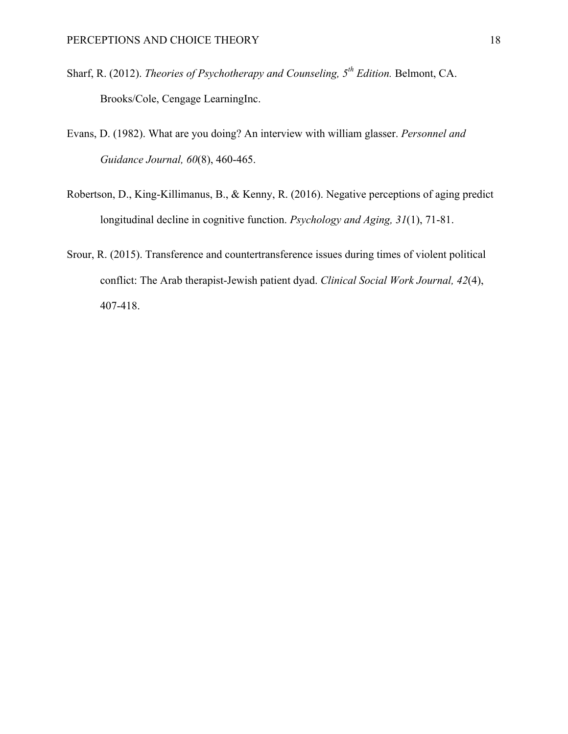Sharf, R. (2012). *Theories of Psychotherapy and Counseling, 5$^{th}$ Edition.* Belmont, CA. Brooks/Cole, Cengage LearningInc.

Evans, D. (1982). What are you doing? An interview with william glasser. *Personnel and Guidance Journal, 60*(8), 460-465.

Robertson, D., King-Killimanus, B., & Kenny, R. (2016). Negative perceptions of aging predict longitudinal decline in cognitive function. *Psychology and Aging, 31*(1), 71-81.

Srour, R. (2015). Transference and countertransference issues during times of violent political conflict: The Arab therapist-Jewish patient dyad. *Clinical Social Work Journal, 42*(4), 407-418.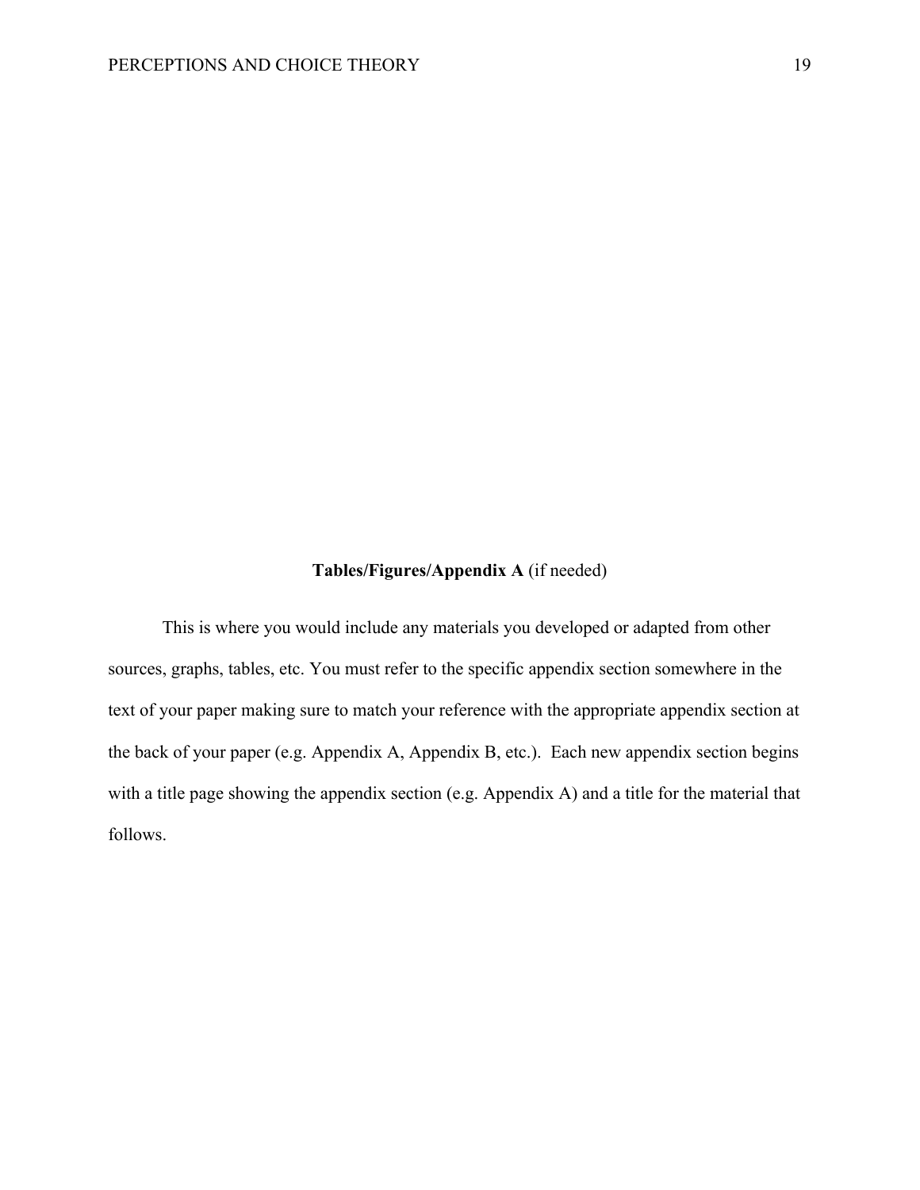## **Tables/Figures/Appendix A** (if needed)

This is where you would include any materials you developed or adapted from other sources, graphs, tables, etc. You must refer to the specific appendix section somewhere in the text of your paper making sure to match your reference with the appropriate appendix section at the back of your paper (e.g. Appendix A, Appendix B, etc.). Each new appendix section begins with a title page showing the appendix section (e.g. Appendix A) and a title for the material that follows.